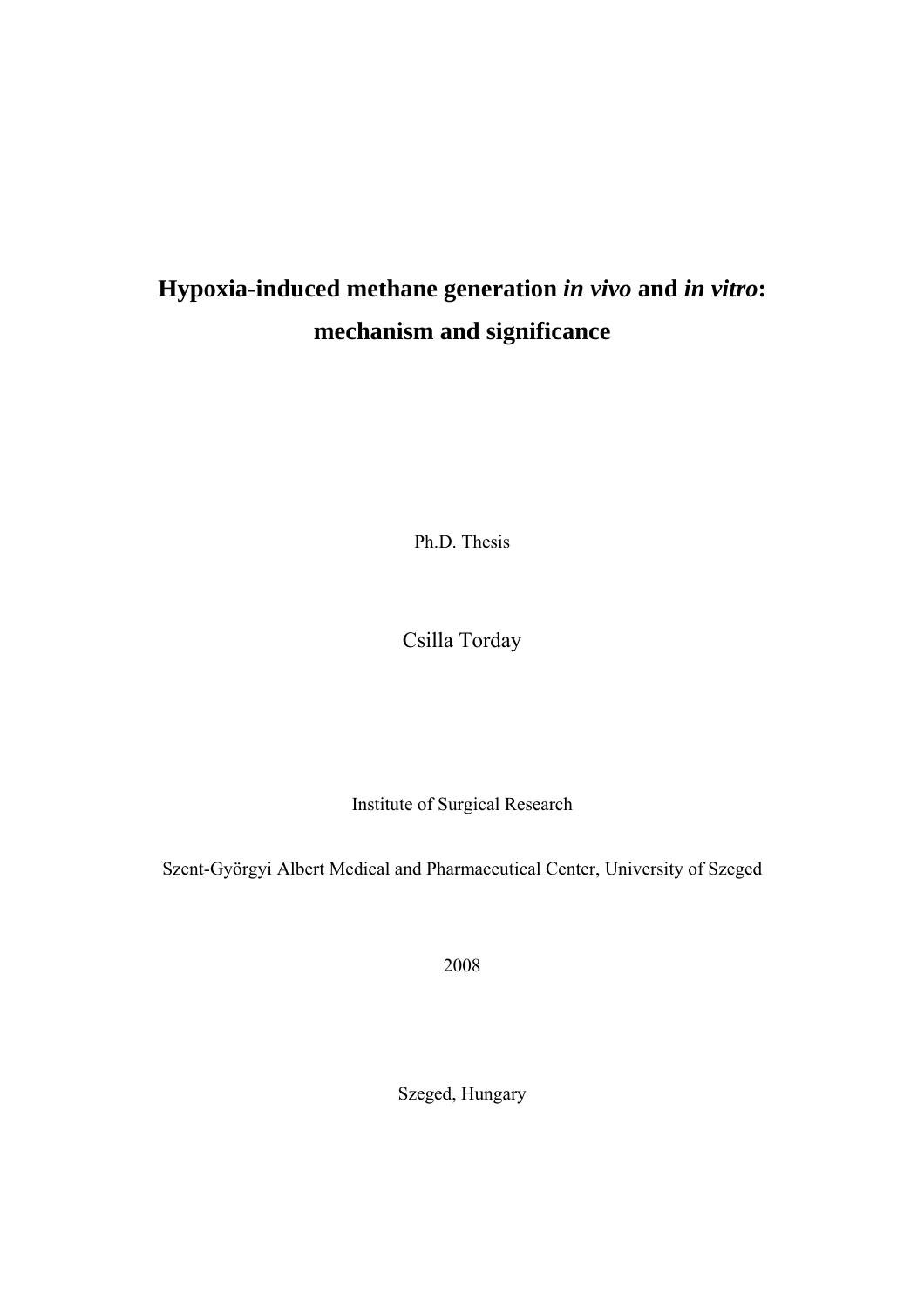# Hypoxia-induced methane generation *in vivo* and *in vitro*: mechanism and significance

Ph.D. Thesis

Csilla Torday

Institute of Surgical Research

Szent-Györgyi Albert Medical and Pharmaceutical Center, University of Szeged

2008

Szeged, Hungary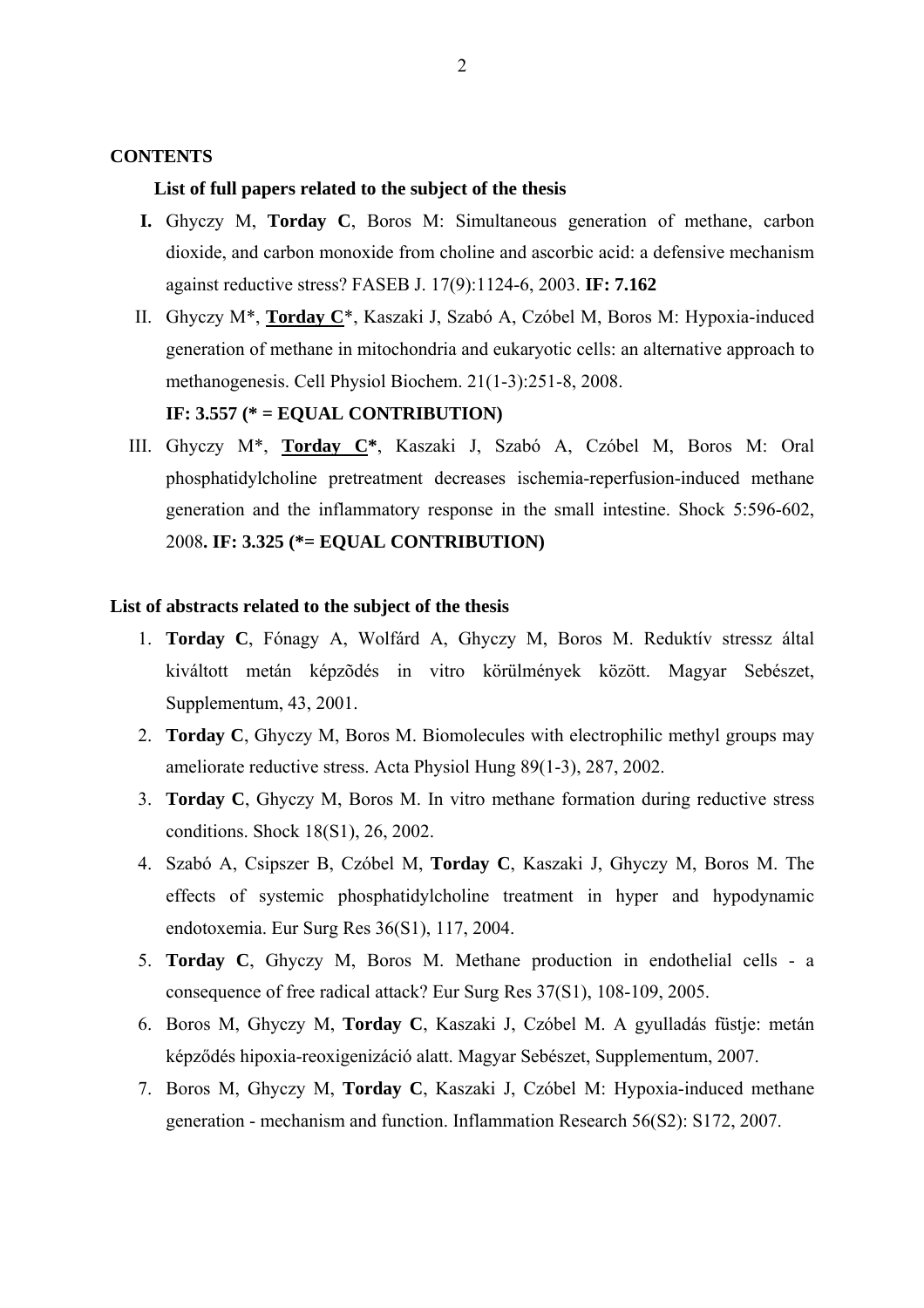**CONTENTS**

**List of full papers related to the subject of the thesis**

**I.** Ghyczy M, **Torday C**, Boros M: Simultaneous generation of methane, carbon dioxide, and carbon monoxide from choline and ascorbic acid: a defensive mechanism against reductive stress? FASEB J. 17(9):1124-6, 2003. **IF: 7.162**

II. Ghyczy M*, **Torday C***, Kaszaki J, Szabó A, Czóbel M, Boros M: Hypoxia-induced generation of methane in mitochondria and eukaryotic cells: an alternative approach to methanogenesis. Cell Physiol Biochem. 21(1-3):251-8, 2008. **IF: 3.557 (* = EQUAL CONTRIBUTION)**

III. Ghyczy M*, **Torday C***, Kaszaki J, Szabó A, Czóbel M, Boros M: Oral phosphatidylcholine pretreatment decreases ischemia-reperfusion-induced methane generation and the inflammatory response in the small intestine. Shock 5:596-602, 2008**. IF: 3.325 (*= EQUAL CONTRIBUTION)**

**List of abstracts related to the subject of the thesis**

1. **Torday C**, Fónagy A, Wolfárd A, Ghyczy M, Boros M. Reduktív stressz által kiváltott metán képzõdés in vitro körülmények között. Magyar Sebészet, Supplementum, 43, 2001.
2. **Torday C**, Ghyczy M, Boros M. Biomolecules with electrophilic methyl groups may ameliorate reductive stress. Acta Physiol Hung 89(1-3), 287, 2002.
3. **Torday C**, Ghyczy M, Boros M. In vitro methane formation during reductive stress conditions. Shock 18(S1), 26, 2002.
4. Szabó A, Csipszer B, Czóbel M, **Torday C**, Kaszaki J, Ghyczy M, Boros M. The effects of systemic phosphatidylcholine treatment in hyper and hypodynamic endotoxemia. Eur Surg Res 36(S1), 117, 2004.
5. **Torday C**, Ghyczy M, Boros M. Methane production in endothelial cells - a consequence of free radical attack? Eur Surg Res 37(S1), 108-109, 2005.
6. Boros M, Ghyczy M, **Torday C**, Kaszaki J, Czóbel M. A gyulladás füstje: metán képződés hipoxia-reoxigenizáció alatt. Magyar Sebészet, Supplementum, 2007.
7. Boros M, Ghyczy M, **Torday C**, Kaszaki J, Czóbel M: Hypoxia-induced methane generation - mechanism and function. Inflammation Research 56(S2): S172, 2007.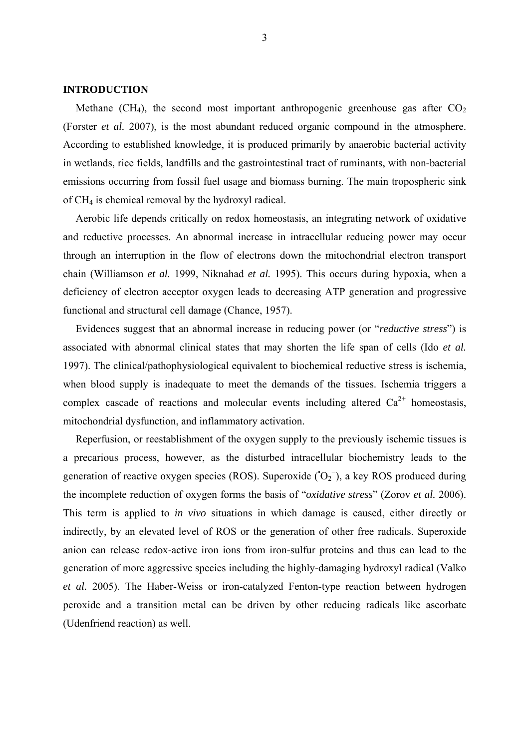## INTRODUCTION

Methane ($CH_4$), the second most important anthropogenic greenhouse gas after $CO_2$ (Forster *et al.* 2007), is the most abundant reduced organic compound in the atmosphere. According to established knowledge, it is produced primarily by anaerobic bacterial activity in wetlands, rice fields, landfills and the gastrointestinal tract of ruminants, with non-bacterial emissions occurring from fossil fuel usage and biomass burning. The main tropospheric sink of $CH_4$ is chemical removal by the hydroxyl radical.

Aerobic life depends critically on redox homeostasis, an integrating network of oxidative and reductive processes. An abnormal increase in intracellular reducing power may occur through an interruption in the flow of electrons down the mitochondrial electron transport chain (Williamson *et al.* 1999, Niknahad *et al.* 1995). This occurs during hypoxia, when a deficiency of electron acceptor oxygen leads to decreasing ATP generation and progressive functional and structural cell damage (Chance, 1957).

Evidences suggest that an abnormal increase in reducing power (or "*reductive stress*") is associated with abnormal clinical states that may shorten the life span of cells (Ido *et al.* 1997). The clinical/pathophysiological equivalent to biochemical reductive stress is ischemia, when blood supply is inadequate to meet the demands of the tissues. Ischemia triggers a complex cascade of reactions and molecular events including altered $Ca^{2+}$ homeostasis, mitochondrial dysfunction, and inflammatory activation.

Reperfusion, or reestablishment of the oxygen supply to the previously ischemic tissues is a precarious process, however, as the disturbed intracellular biochemistry leads to the generation of reactive oxygen species (ROS). Superoxide ($^{\bullet}O_2^{-}$), a key ROS produced during the incomplete reduction of oxygen forms the basis of "*oxidative stress*" (Zorov *et al.* 2006). This term is applied to *in vivo* situations in which damage is caused, either directly or indirectly, by an elevated level of ROS or the generation of other free radicals. Superoxide anion can release redox-active iron ions from iron-sulfur proteins and thus can lead to the generation of more aggressive species including the highly-damaging hydroxyl radical (Valko *et al.* 2005). The Haber-Weiss or iron-catalyzed Fenton-type reaction between hydrogen peroxide and a transition metal can be driven by other reducing radicals like ascorbate (Udenfriend reaction) as well.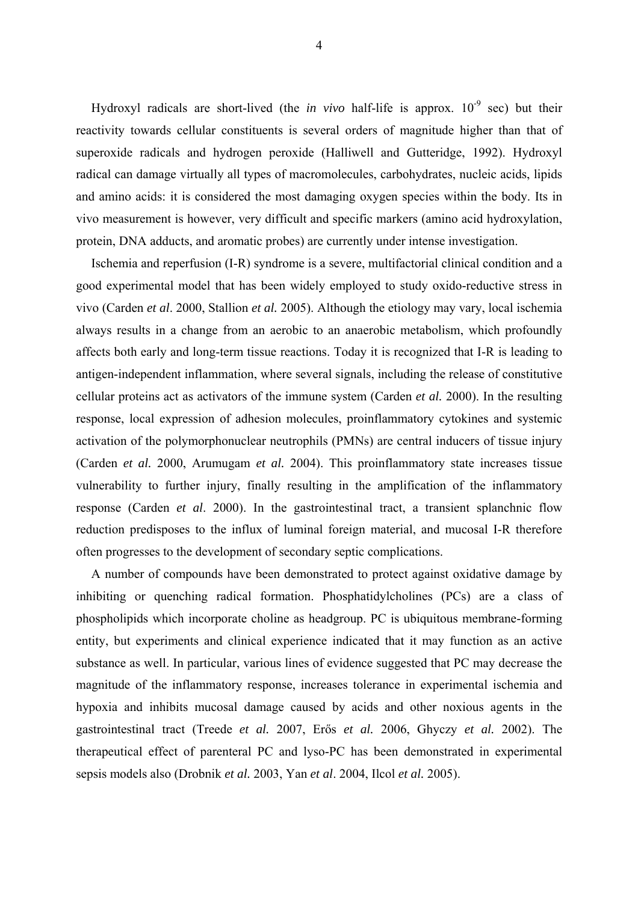Hydroxyl radicals are short-lived (the *in vivo* half-life is approx. $10^{-9}$ sec) but their reactivity towards cellular constituents is several orders of magnitude higher than that of superoxide radicals and hydrogen peroxide (Halliwell and Gutteridge, 1992). Hydroxyl radical can damage virtually all types of macromolecules, carbohydrates, nucleic acids, lipids and amino acids: it is considered the most damaging oxygen species within the body. Its in vivo measurement is however, very difficult and specific markers (amino acid hydroxylation, protein, DNA adducts, and aromatic probes) are currently under intense investigation.

Ischemia and reperfusion (I-R) syndrome is a severe, multifactorial clinical condition and a good experimental model that has been widely employed to study oxido-reductive stress in vivo (Carden *et al*. 2000, Stallion *et al.* 2005). Although the etiology may vary, local ischemia always results in a change from an aerobic to an anaerobic metabolism, which profoundly affects both early and long-term tissue reactions. Today it is recognized that I-R is leading to antigen-independent inflammation, where several signals, including the release of constitutive cellular proteins act as activators of the immune system (Carden *et al.* 2000). In the resulting response, local expression of adhesion molecules, proinflammatory cytokines and systemic activation of the polymorphonuclear neutrophils (PMNs) are central inducers of tissue injury (Carden *et al.* 2000, Arumugam *et al.* 2004). This proinflammatory state increases tissue vulnerability to further injury, finally resulting in the amplification of the inflammatory response (Carden *et al*. 2000). In the gastrointestinal tract, a transient splanchnic flow reduction predisposes to the influx of luminal foreign material, and mucosal I-R therefore often progresses to the development of secondary septic complications.

A number of compounds have been demonstrated to protect against oxidative damage by inhibiting or quenching radical formation. Phosphatidylcholines (PCs) are a class of phospholipids which incorporate choline as headgroup. PC is ubiquitous membrane-forming entity, but experiments and clinical experience indicated that it may function as an active substance as well. In particular, various lines of evidence suggested that PC may decrease the magnitude of the inflammatory response, increases tolerance in experimental ischemia and hypoxia and inhibits mucosal damage caused by acids and other noxious agents in the gastrointestinal tract (Treede *et al.* 2007, Erős *et al.* 2006, Ghyczy *et al.* 2002). The therapeutical effect of parenteral PC and lyso-PC has been demonstrated in experimental sepsis models also (Drobnik *et al.* 2003, Yan *et al*. 2004, Ilcol *et al.* 2005).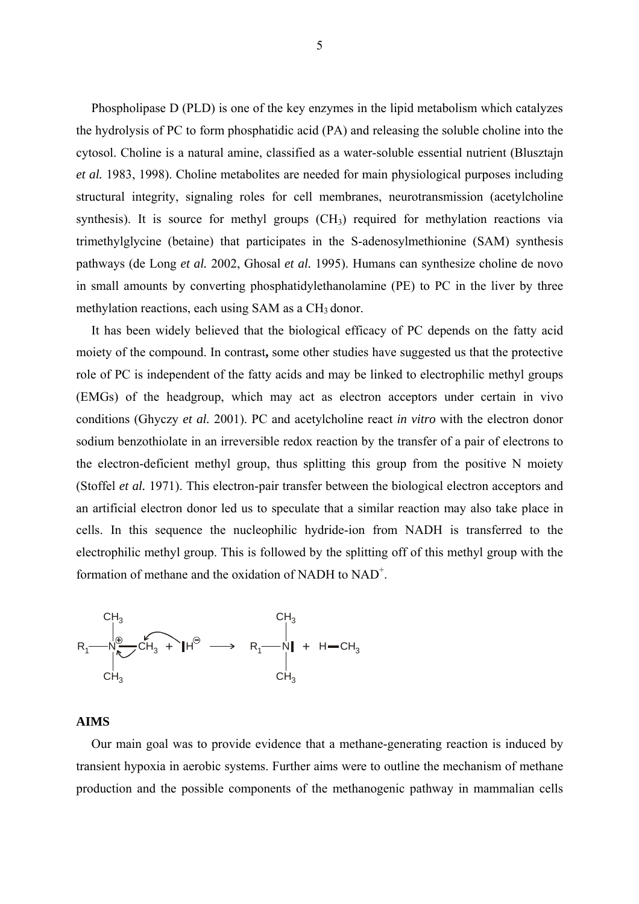Phospholipase D (PLD) is one of the key enzymes in the lipid metabolism which catalyzes the hydrolysis of PC to form phosphatidic acid (PA) and releasing the soluble choline into the cytosol. Choline is a natural amine, classified as a water-soluble essential nutrient (Blusztajn *et al.* 1983, 1998). Choline metabolites are needed for main physiological purposes including structural integrity, signaling roles for cell membranes, neurotransmission (acetylcholine synthesis). It is source for methyl groups ($CH_3$) required for methylation reactions via trimethylglycine (betaine) that participates in the S-adenosylmethionine (SAM) synthesis pathways (de Long *et al.* 2002, Ghosal *et al.* 1995). Humans can synthesize choline de novo in small amounts by converting phosphatidylethanolamine (PE) to PC in the liver by three methylation reactions, each using SAM as a $CH_3$ donor.

It has been widely believed that the biological efficacy of PC depends on the fatty acid moiety of the compound. In contrast**,** some other studies have suggested us that the protective role of PC is independent of the fatty acids and may be linked to electrophilic methyl groups (EMGs) of the headgroup, which may act as electron acceptors under certain in vivo conditions (Ghyczy *et al.* 2001). PC and acetylcholine react *in vitro* with the electron donor sodium benzothiolate in an irreversible redox reaction by the transfer of a pair of electrons to the electron-deficient methyl group, thus splitting this group from the positive N moiety (Stoffel *et al.* 1971). This electron-pair transfer between the biological electron acceptors and an artificial electron donor led us to speculate that a similar reaction may also take place in cells. In this sequence the nucleophilic hydride-ion from NADH is transferred to the electrophilic methyl group. This is followed by the splitting off of this methyl group with the formation of methane and the oxidation of NADH to $NAD^+$.

$$R_1\text{—}N^{\oplus}(CH_3)_2\text{—}CH_3 + \,|H^{\ominus} \longrightarrow R_1\text{—}N(CH_3)_2 + H\text{—}CH_3$$

## AIMS

Our main goal was to provide evidence that a methane-generating reaction is induced by transient hypoxia in aerobic systems. Further aims were to outline the mechanism of methane production and the possible components of the methanogenic pathway in mammalian cells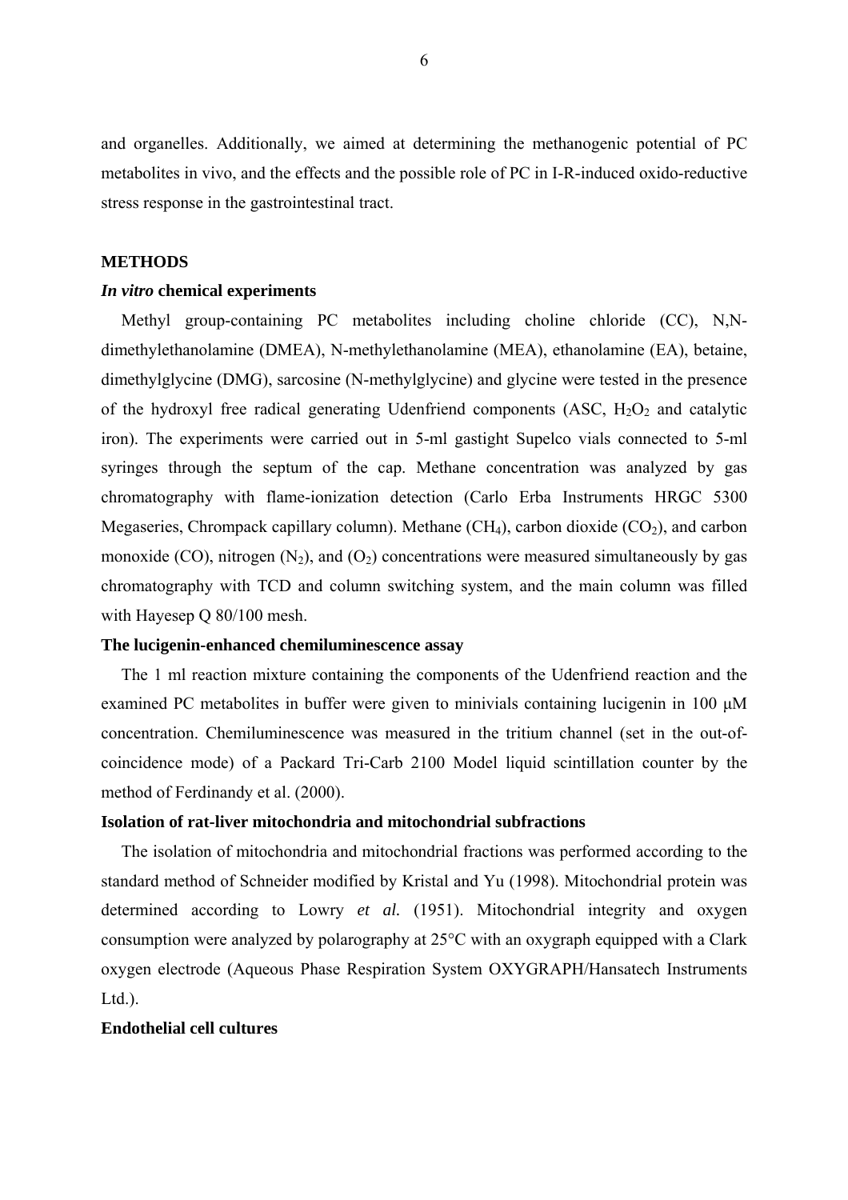and organelles. Additionally, we aimed at determining the methanogenic potential of PC metabolites in vivo, and the effects and the possible role of PC in I-R-induced oxido-reductive stress response in the gastrointestinal tract.

## METHODS

### *In vitro* chemical experiments

Methyl group-containing PC metabolites including choline chloride (CC), N,N-dimethylethanolamine (DMEA), N-methylethanolamine (MEA), ethanolamine (EA), betaine, dimethylglycine (DMG), sarcosine (N-methylglycine) and glycine were tested in the presence of the hydroxyl free radical generating Udenfriend components (ASC, $H_2O_2$ and catalytic iron). The experiments were carried out in 5-ml gastight Supelco vials connected to 5-ml syringes through the septum of the cap. Methane concentration was analyzed by gas chromatography with flame-ionization detection (Carlo Erba Instruments HRGC 5300 Megaseries, Chrompack capillary column). Methane ($CH_4$), carbon dioxide ($CO_2$), and carbon monoxide (CO), nitrogen ($N_2$), and ($O_2$) concentrations were measured simultaneously by gas chromatography with TCD and column switching system, and the main column was filled with Hayesep Q 80/100 mesh.

### The lucigenin-enhanced chemiluminescence assay

The 1 ml reaction mixture containing the components of the Udenfriend reaction and the examined PC metabolites in buffer were given to minivials containing lucigenin in 100 μM concentration. Chemiluminescence was measured in the tritium channel (set in the out-of-coincidence mode) of a Packard Tri-Carb 2100 Model liquid scintillation counter by the method of Ferdinandy et al. (2000).

### Isolation of rat-liver mitochondria and mitochondrial subfractions

The isolation of mitochondria and mitochondrial fractions was performed according to the standard method of Schneider modified by Kristal and Yu (1998). Mitochondrial protein was determined according to Lowry *et al.* (1951). Mitochondrial integrity and oxygen consumption were analyzed by polarography at 25°C with an oxygraph equipped with a Clark oxygen electrode (Aqueous Phase Respiration System OXYGRAPH/Hansatech Instruments Ltd.).

### Endothelial cell cultures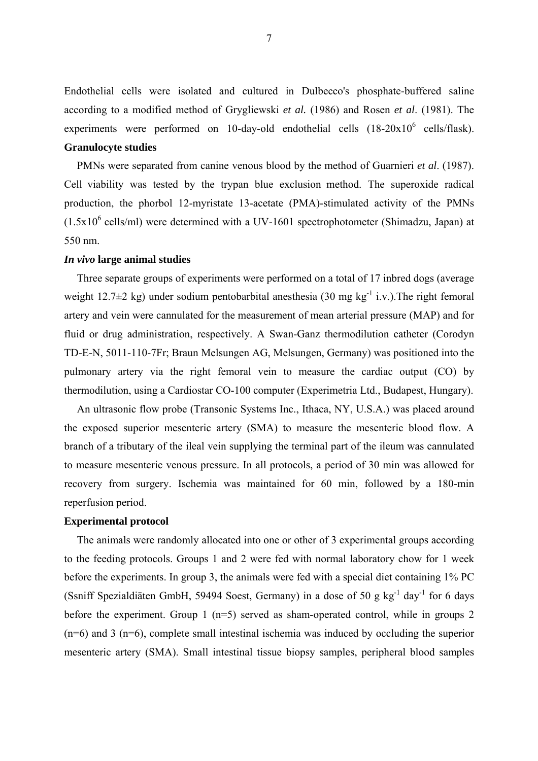Endothelial cells were isolated and cultured in Dulbecco's phosphate-buffered saline according to a modified method of Gryglewski *et al.* (1986) and Rosen *et al*. (1981). The experiments were performed on 10-day-old endothelial cells ($18\text{-}20 \times 10^6$ cells/flask).

**Granulocyte studies**

PMNs were separated from canine venous blood by the method of Guarnieri *et al*. (1987). Cell viability was tested by the trypan blue exclusion method. The superoxide radical production, the phorbol 12-myristate 13-acetate (PMA)-stimulated activity of the PMNs ($1.5 \times 10^6$ cells/ml) were determined with a UV-1601 spectrophotometer (Shimadzu, Japan) at 550 nm.

***In vivo* large animal studies**

Three separate groups of experiments were performed on a total of 17 inbred dogs (average weight 12.7±2 kg) under sodium pentobarbital anesthesia (30 mg $kg^{-1}$ i.v.).The right femoral artery and vein were cannulated for the measurement of mean arterial pressure (MAP) and for fluid or drug administration, respectively. A Swan-Ganz thermodilution catheter (Corodyn TD-E-N, 5011-110-7Fr; Braun Melsungen AG, Melsungen, Germany) was positioned into the pulmonary artery via the right femoral vein to measure the cardiac output (CO) by thermodilution, using a Cardiostar CO-100 computer (Experimetria Ltd., Budapest, Hungary).

An ultrasonic flow probe (Transonic Systems Inc., Ithaca, NY, U.S.A.) was placed around the exposed superior mesenteric artery (SMA) to measure the mesenteric blood flow. A branch of a tributary of the ileal vein supplying the terminal part of the ileum was cannulated to measure mesenteric venous pressure. In all protocols, a period of 30 min was allowed for recovery from surgery. Ischemia was maintained for 60 min, followed by a 180-min reperfusion period.

**Experimental protocol**

The animals were randomly allocated into one or other of 3 experimental groups according to the feeding protocols. Groups 1 and 2 were fed with normal laboratory chow for 1 week before the experiments. In group 3, the animals were fed with a special diet containing 1% PC (Ssniff Spezialdiäten GmbH, 59494 Soest, Germany) in a dose of 50 g $kg^{-1}$ $day^{-1}$ for 6 days before the experiment. Group 1 (n=5) served as sham-operated control, while in groups 2 (n=6) and 3 (n=6), complete small intestinal ischemia was induced by occluding the superior mesenteric artery (SMA). Small intestinal tissue biopsy samples, peripheral blood samples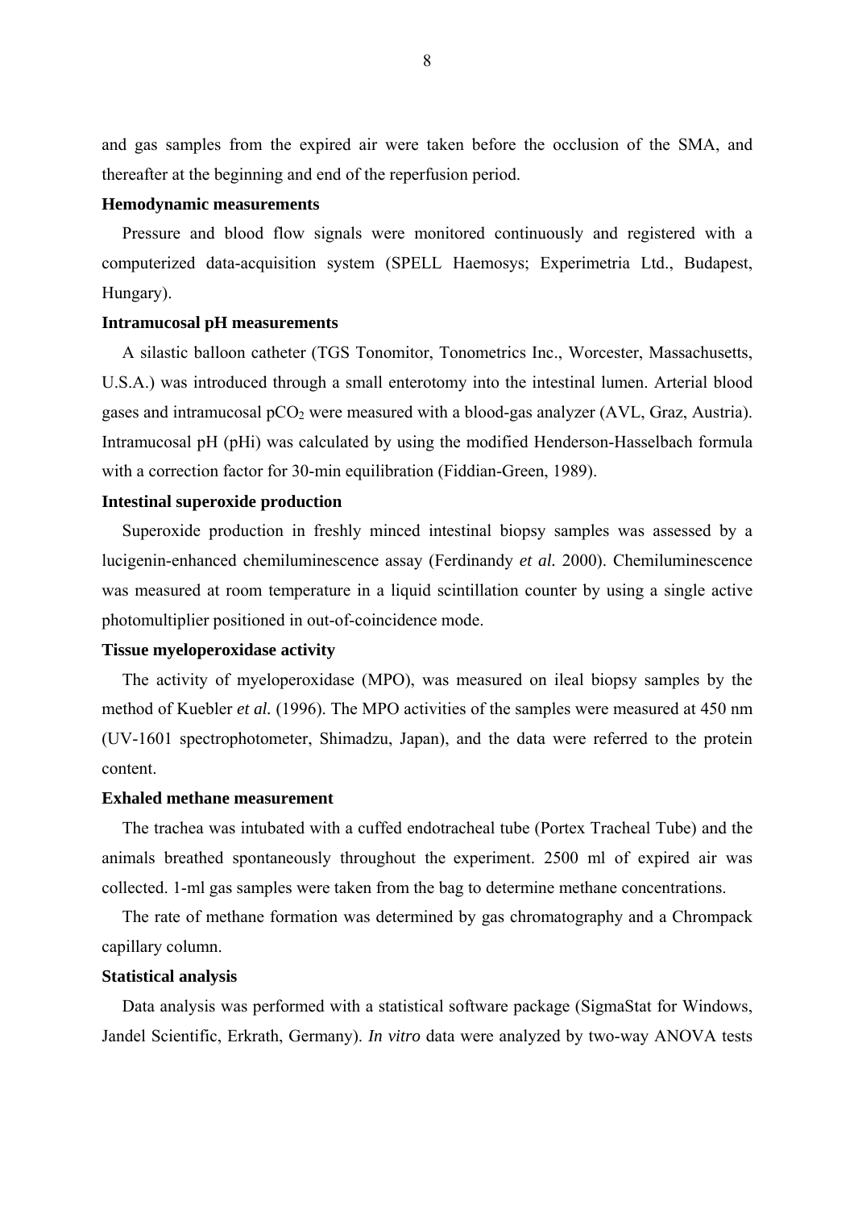and gas samples from the expired air were taken before the occlusion of the SMA, and thereafter at the beginning and end of the reperfusion period.

**Hemodynamic measurements**

Pressure and blood flow signals were monitored continuously and registered with a computerized data-acquisition system (SPELL Haemosys; Experimetria Ltd., Budapest, Hungary).

**Intramucosal pH measurements**

A silastic balloon catheter (TGS Tonomitor, Tonometrics Inc., Worcester, Massachusetts, U.S.A.) was introduced through a small enterotomy into the intestinal lumen. Arterial blood gases and intramucosal $pCO_2$ were measured with a blood-gas analyzer (AVL, Graz, Austria). Intramucosal pH (pHi) was calculated by using the modified Henderson-Hasselbach formula with a correction factor for 30-min equilibration (Fiddian-Green, 1989).

**Intestinal superoxide production**

Superoxide production in freshly minced intestinal biopsy samples was assessed by a lucigenin-enhanced chemiluminescence assay (Ferdinandy *et al.* 2000). Chemiluminescence was measured at room temperature in a liquid scintillation counter by using a single active photomultiplier positioned in out-of-coincidence mode.

**Tissue myeloperoxidase activity**

The activity of myeloperoxidase (MPO), was measured on ileal biopsy samples by the method of Kuebler *et al.* (1996). The MPO activities of the samples were measured at 450 nm (UV-1601 spectrophotometer, Shimadzu, Japan), and the data were referred to the protein content.

**Exhaled methane measurement**

The trachea was intubated with a cuffed endotracheal tube (Portex Tracheal Tube) and the animals breathed spontaneously throughout the experiment. 2500 ml of expired air was collected. 1-ml gas samples were taken from the bag to determine methane concentrations.

The rate of methane formation was determined by gas chromatography and a Chrompack capillary column.

**Statistical analysis**

Data analysis was performed with a statistical software package (SigmaStat for Windows, Jandel Scientific, Erkrath, Germany). *In vitro* data were analyzed by two-way ANOVA tests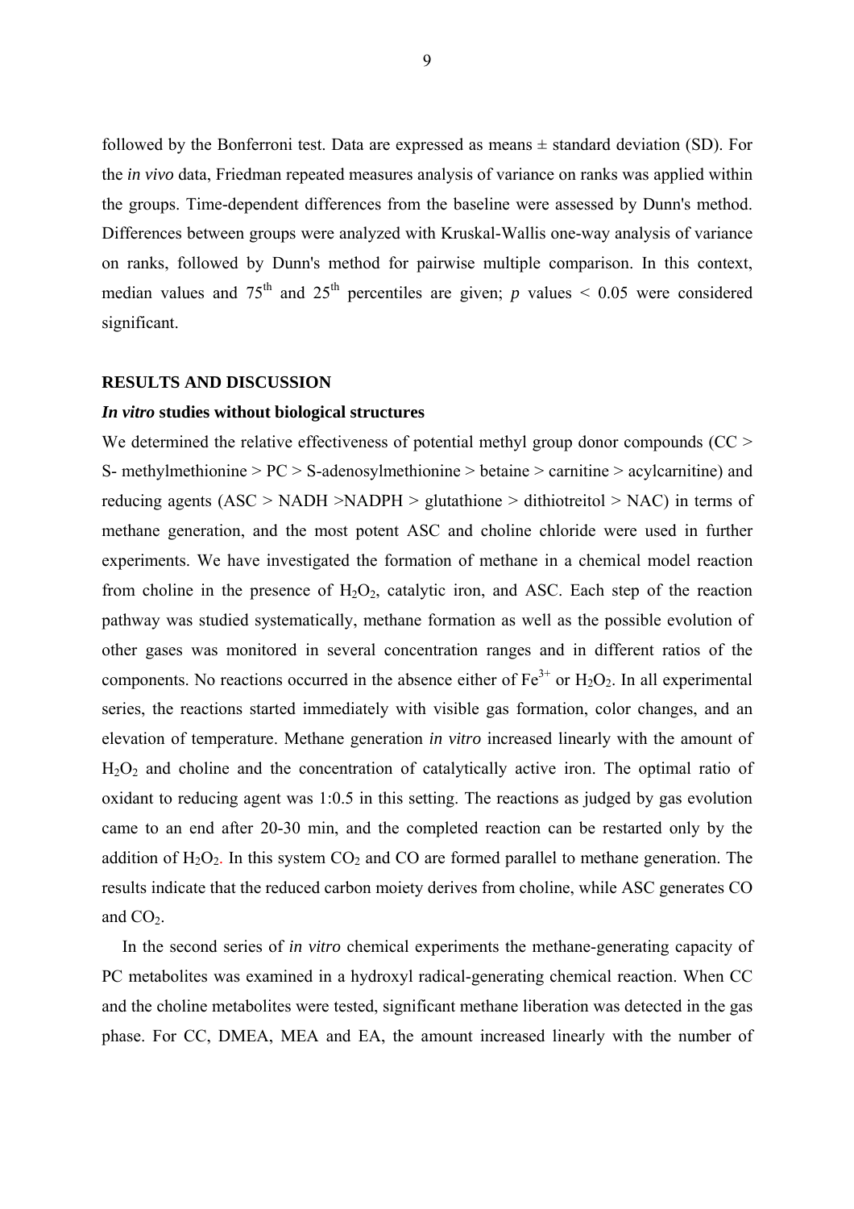followed by the Bonferroni test. Data are expressed as means ± standard deviation (SD). For the *in vivo* data, Friedman repeated measures analysis of variance on ranks was applied within the groups. Time-dependent differences from the baseline were assessed by Dunn's method. Differences between groups were analyzed with Kruskal-Wallis one-way analysis of variance on ranks, followed by Dunn's method for pairwise multiple comparison. In this context, median values and $75^{th}$ and $25^{th}$ percentiles are given; $p$ values $< 0.05$ were considered significant.

## RESULTS AND DISCUSSION

### *In vitro* studies without biological structures

We determined the relative effectiveness of potential methyl group donor compounds (CC > S- methylmethionine > PC > S-adenosylmethionine > betaine > carnitine > acylcarnitine) and reducing agents (ASC > NADH >NADPH > glutathione > dithiotreitol > NAC) in terms of methane generation, and the most potent ASC and choline chloride were used in further experiments. We have investigated the formation of methane in a chemical model reaction from choline in the presence of $H_2O_2$, catalytic iron, and ASC. Each step of the reaction pathway was studied systematically, methane formation as well as the possible evolution of other gases was monitored in several concentration ranges and in different ratios of the components. No reactions occurred in the absence either of $Fe^{3+}$ or $H_2O_2$. In all experimental series, the reactions started immediately with visible gas formation, color changes, and an elevation of temperature. Methane generation *in vitro* increased linearly with the amount of $H_2O_2$ and choline and the concentration of catalytically active iron. The optimal ratio of oxidant to reducing agent was 1:0.5 in this setting. The reactions as judged by gas evolution came to an end after 20-30 min, and the completed reaction can be restarted only by the addition of $H_2O_2$. In this system $CO_2$ and CO are formed parallel to methane generation. The results indicate that the reduced carbon moiety derives from choline, while ASC generates CO and $CO_2$.

In the second series of *in vitro* chemical experiments the methane-generating capacity of PC metabolites was examined in a hydroxyl radical-generating chemical reaction. When CC and the choline metabolites were tested, significant methane liberation was detected in the gas phase. For CC, DMEA, MEA and EA, the amount increased linearly with the number of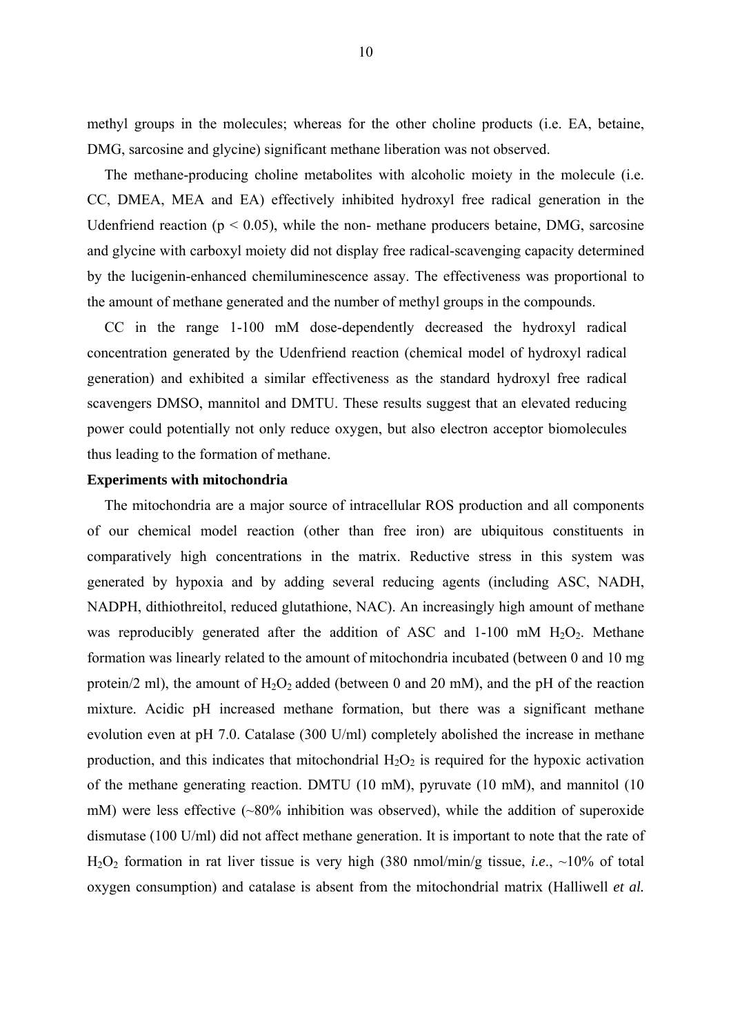methyl groups in the molecules; whereas for the other choline products (i.e. EA, betaine, DMG, sarcosine and glycine) significant methane liberation was not observed.

The methane-producing choline metabolites with alcoholic moiety in the molecule (i.e. CC, DMEA, MEA and EA) effectively inhibited hydroxyl free radical generation in the Udenfriend reaction ($p < 0.05$), while the non- methane producers betaine, DMG, sarcosine and glycine with carboxyl moiety did not display free radical-scavenging capacity determined by the lucigenin-enhanced chemiluminescence assay. The effectiveness was proportional to the amount of methane generated and the number of methyl groups in the compounds.

CC in the range 1-100 mM dose-dependently decreased the hydroxyl radical concentration generated by the Udenfriend reaction (chemical model of hydroxyl radical generation) and exhibited a similar effectiveness as the standard hydroxyl free radical scavengers DMSO, mannitol and DMTU. These results suggest that an elevated reducing power could potentially not only reduce oxygen, but also electron acceptor biomolecules thus leading to the formation of methane.

**Experiments with mitochondria**

The mitochondria are a major source of intracellular ROS production and all components of our chemical model reaction (other than free iron) are ubiquitous constituents in comparatively high concentrations in the matrix. Reductive stress in this system was generated by hypoxia and by adding several reducing agents (including ASC, NADH, NADPH, dithiothreitol, reduced glutathione, NAC). An increasingly high amount of methane was reproducibly generated after the addition of ASC and 1-100 mM $H_2O_2$. Methane formation was linearly related to the amount of mitochondria incubated (between 0 and 10 mg protein/2 ml), the amount of $H_2O_2$ added (between 0 and 20 mM), and the pH of the reaction mixture. Acidic pH increased methane formation, but there was a significant methane evolution even at pH 7.0. Catalase (300 U/ml) completely abolished the increase in methane production, and this indicates that mitochondrial $H_2O_2$ is required for the hypoxic activation of the methane generating reaction. DMTU (10 mM), pyruvate (10 mM), and mannitol (10 mM) were less effective (~80% inhibition was observed), while the addition of superoxide dismutase (100 U/ml) did not affect methane generation. It is important to note that the rate of $H_2O_2$ formation in rat liver tissue is very high (380 nmol/min/g tissue, *i.e*., ~10% of total oxygen consumption) and catalase is absent from the mitochondrial matrix (Halliwell *et al.*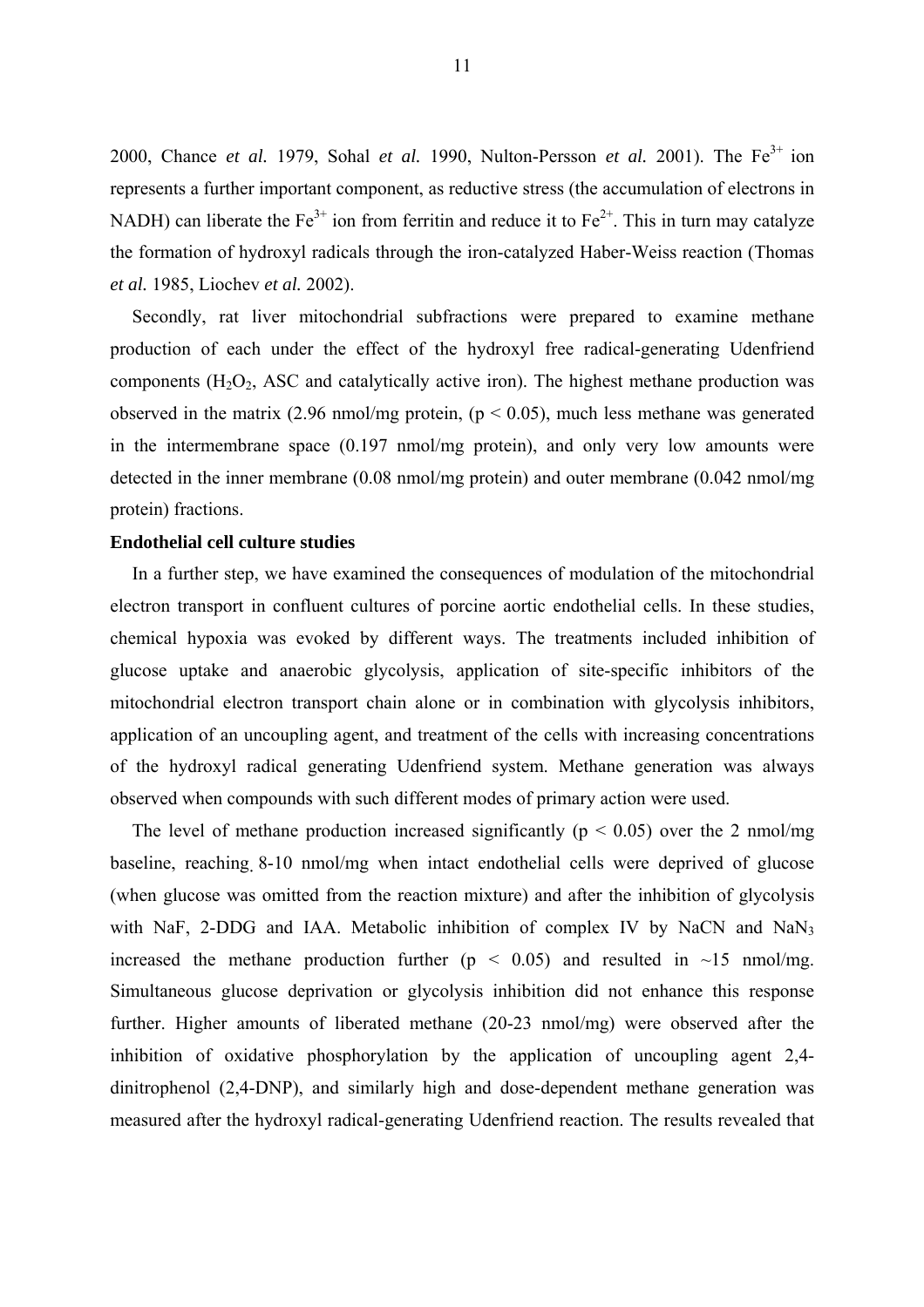2000, Chance *et al.* 1979, Sohal *et al.* 1990, Nulton-Persson *et al.* 2001). The $Fe^{3+}$ ion represents a further important component, as reductive stress (the accumulation of electrons in NADH) can liberate the $Fe^{3+}$ ion from ferritin and reduce it to $Fe^{2+}$. This in turn may catalyze the formation of hydroxyl radicals through the iron-catalyzed Haber-Weiss reaction (Thomas *et al.* 1985, Liochev *et al.* 2002).

Secondly, rat liver mitochondrial subfractions were prepared to examine methane production of each under the effect of the hydroxyl free radical-generating Udenfriend components ($H_2O_2$, ASC and catalytically active iron). The highest methane production was observed in the matrix (2.96 nmol/mg protein, ($p < 0.05$), much less methane was generated in the intermembrane space (0.197 nmol/mg protein), and only very low amounts were detected in the inner membrane (0.08 nmol/mg protein) and outer membrane (0.042 nmol/mg protein) fractions.

**Endothelial cell culture studies**

In a further step, we have examined the consequences of modulation of the mitochondrial electron transport in confluent cultures of porcine aortic endothelial cells. In these studies, chemical hypoxia was evoked by different ways. The treatments included inhibition of glucose uptake and anaerobic glycolysis, application of site-specific inhibitors of the mitochondrial electron transport chain alone or in combination with glycolysis inhibitors, application of an uncoupling agent, and treatment of the cells with increasing concentrations of the hydroxyl radical generating Udenfriend system. Methane generation was always observed when compounds with such different modes of primary action were used.

The level of methane production increased significantly ($p < 0.05$) over the 2 nmol/mg baseline, reaching 8-10 nmol/mg when intact endothelial cells were deprived of glucose (when glucose was omitted from the reaction mixture) and after the inhibition of glycolysis with NaF, 2-DDG and IAA. Metabolic inhibition of complex IV by NaCN and $NaN_3$ increased the methane production further ($p < 0.05$) and resulted in ~15 nmol/mg. Simultaneous glucose deprivation or glycolysis inhibition did not enhance this response further. Higher amounts of liberated methane (20-23 nmol/mg) were observed after the inhibition of oxidative phosphorylation by the application of uncoupling agent 2,4-dinitrophenol (2,4-DNP), and similarly high and dose-dependent methane generation was measured after the hydroxyl radical-generating Udenfriend reaction. The results revealed that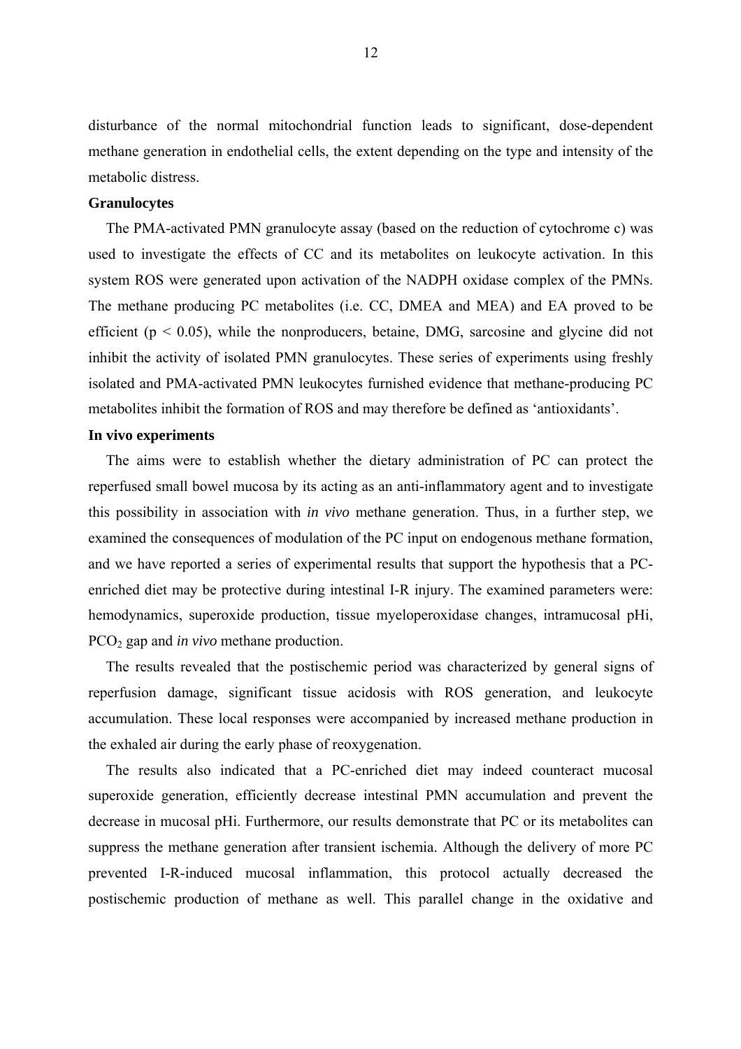disturbance of the normal mitochondrial function leads to significant, dose-dependent methane generation in endothelial cells, the extent depending on the type and intensity of the metabolic distress.

**Granulocytes**

The PMA-activated PMN granulocyte assay (based on the reduction of cytochrome c) was used to investigate the effects of CC and its metabolites on leukocyte activation. In this system ROS were generated upon activation of the NADPH oxidase complex of the PMNs. The methane producing PC metabolites (i.e. CC, DMEA and MEA) and EA proved to be efficient ($p < 0.05$), while the nonproducers, betaine, DMG, sarcosine and glycine did not inhibit the activity of isolated PMN granulocytes. These series of experiments using freshly isolated and PMA-activated PMN leukocytes furnished evidence that methane-producing PC metabolites inhibit the formation of ROS and may therefore be defined as 'antioxidants'.

**In vivo experiments**

The aims were to establish whether the dietary administration of PC can protect the reperfused small bowel mucosa by its acting as an anti-inflammatory agent and to investigate this possibility in association with *in vivo* methane generation. Thus, in a further step, we examined the consequences of modulation of the PC input on endogenous methane formation, and we have reported a series of experimental results that support the hypothesis that a PC-enriched diet may be protective during intestinal I-R injury. The examined parameters were: hemodynamics, superoxide production, tissue myeloperoxidase changes, intramucosal pHi, $PCO_2$ gap and *in vivo* methane production.

The results revealed that the postischemic period was characterized by general signs of reperfusion damage, significant tissue acidosis with ROS generation, and leukocyte accumulation. These local responses were accompanied by increased methane production in the exhaled air during the early phase of reoxygenation.

The results also indicated that a PC-enriched diet may indeed counteract mucosal superoxide generation, efficiently decrease intestinal PMN accumulation and prevent the decrease in mucosal pHi. Furthermore, our results demonstrate that PC or its metabolites can suppress the methane generation after transient ischemia. Although the delivery of more PC prevented I-R-induced mucosal inflammation, this protocol actually decreased the postischemic production of methane as well. This parallel change in the oxidative and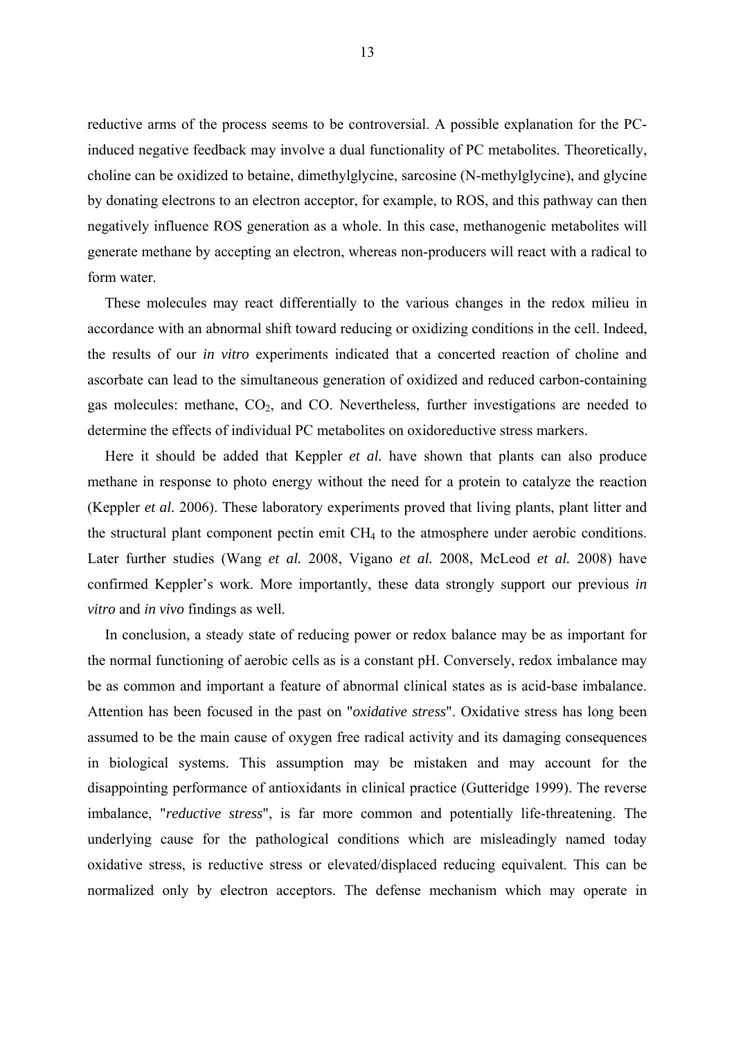reductive arms of the process seems to be controversial. A possible explanation for the PC-induced negative feedback may involve a dual functionality of PC metabolites. Theoretically, choline can be oxidized to betaine, dimethylglycine, sarcosine (N-methylglycine), and glycine by donating electrons to an electron acceptor, for example, to ROS, and this pathway can then negatively influence ROS generation as a whole. In this case, methanogenic metabolites will generate methane by accepting an electron, whereas non-producers will react with a radical to form water.

These molecules may react differentially to the various changes in the redox milieu in accordance with an abnormal shift toward reducing or oxidizing conditions in the cell. Indeed, the results of our *in vitro* experiments indicated that a concerted reaction of choline and ascorbate can lead to the simultaneous generation of oxidized and reduced carbon-containing gas molecules: methane, $CO_2$, and CO. Nevertheless, further investigations are needed to determine the effects of individual PC metabolites on oxidoreductive stress markers.

Here it should be added that Keppler *et al.* have shown that plants can also produce methane in response to photo energy without the need for a protein to catalyze the reaction (Keppler *et al.* 2006). These laboratory experiments proved that living plants, plant litter and the structural plant component pectin emit $CH_4$ to the atmosphere under aerobic conditions. Later further studies (Wang *et al.* 2008, Vigano *et al.* 2008, McLeod *et al.* 2008) have confirmed Keppler's work. More importantly, these data strongly support our previous *in vitro* and *in vivo* findings as well.

In conclusion, a steady state of reducing power or redox balance may be as important for the normal functioning of aerobic cells as is a constant pH. Conversely, redox imbalance may be as common and important a feature of abnormal clinical states as is acid-base imbalance. Attention has been focused in the past on "*oxidative stress*". Oxidative stress has long been assumed to be the main cause of oxygen free radical activity and its damaging consequences in biological systems. This assumption may be mistaken and may account for the disappointing performance of antioxidants in clinical practice (Gutteridge 1999). The reverse imbalance, "*reductive stress*", is far more common and potentially life-threatening. The underlying cause for the pathological conditions which are misleadingly named today oxidative stress, is reductive stress or elevated/displaced reducing equivalent. This can be normalized only by electron acceptors. The defense mechanism which may operate in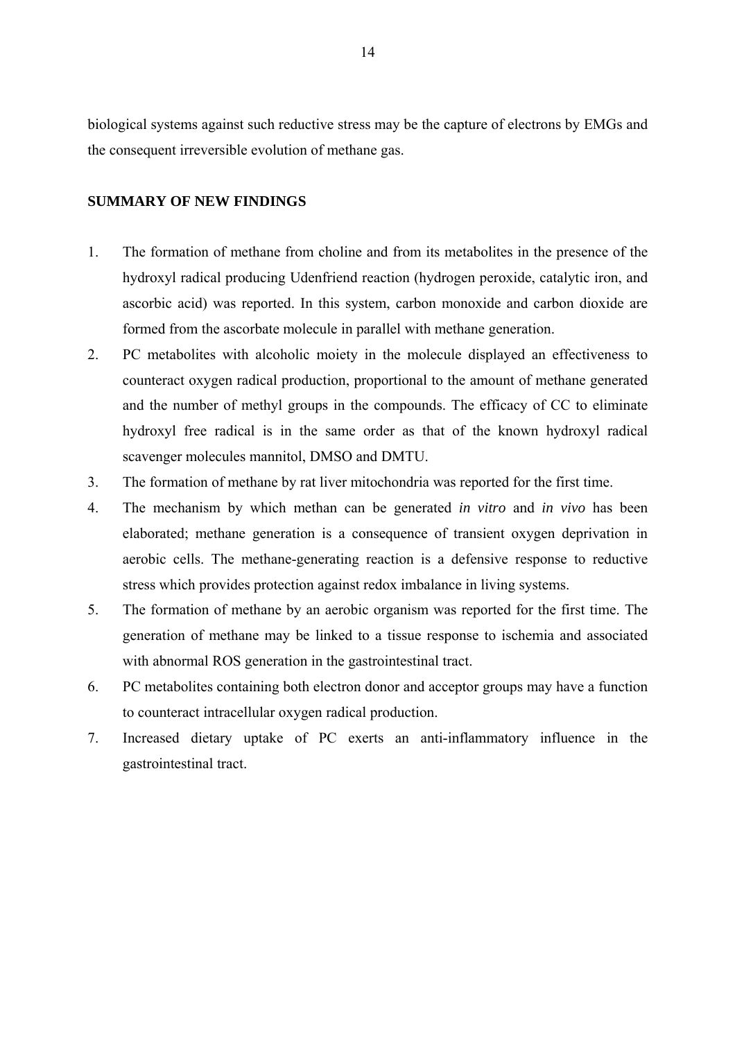biological systems against such reductive stress may be the capture of electrons by EMGs and the consequent irreversible evolution of methane gas.

## SUMMARY OF NEW FINDINGS

1. The formation of methane from choline and from its metabolites in the presence of the hydroxyl radical producing Udenfriend reaction (hydrogen peroxide, catalytic iron, and ascorbic acid) was reported. In this system, carbon monoxide and carbon dioxide are formed from the ascorbate molecule in parallel with methane generation.
2. PC metabolites with alcoholic moiety in the molecule displayed an effectiveness to counteract oxygen radical production, proportional to the amount of methane generated and the number of methyl groups in the compounds. The efficacy of CC to eliminate hydroxyl free radical is in the same order as that of the known hydroxyl radical scavenger molecules mannitol, DMSO and DMTU.
3. The formation of methane by rat liver mitochondria was reported for the first time.
4. The mechanism by which methan can be generated *in vitro* and *in vivo* has been elaborated; methane generation is a consequence of transient oxygen deprivation in aerobic cells. The methane-generating reaction is a defensive response to reductive stress which provides protection against redox imbalance in living systems.
5. The formation of methane by an aerobic organism was reported for the first time. The generation of methane may be linked to a tissue response to ischemia and associated with abnormal ROS generation in the gastrointestinal tract.
6. PC metabolites containing both electron donor and acceptor groups may have a function to counteract intracellular oxygen radical production.
7. Increased dietary uptake of PC exerts an anti-inflammatory influence in the gastrointestinal tract.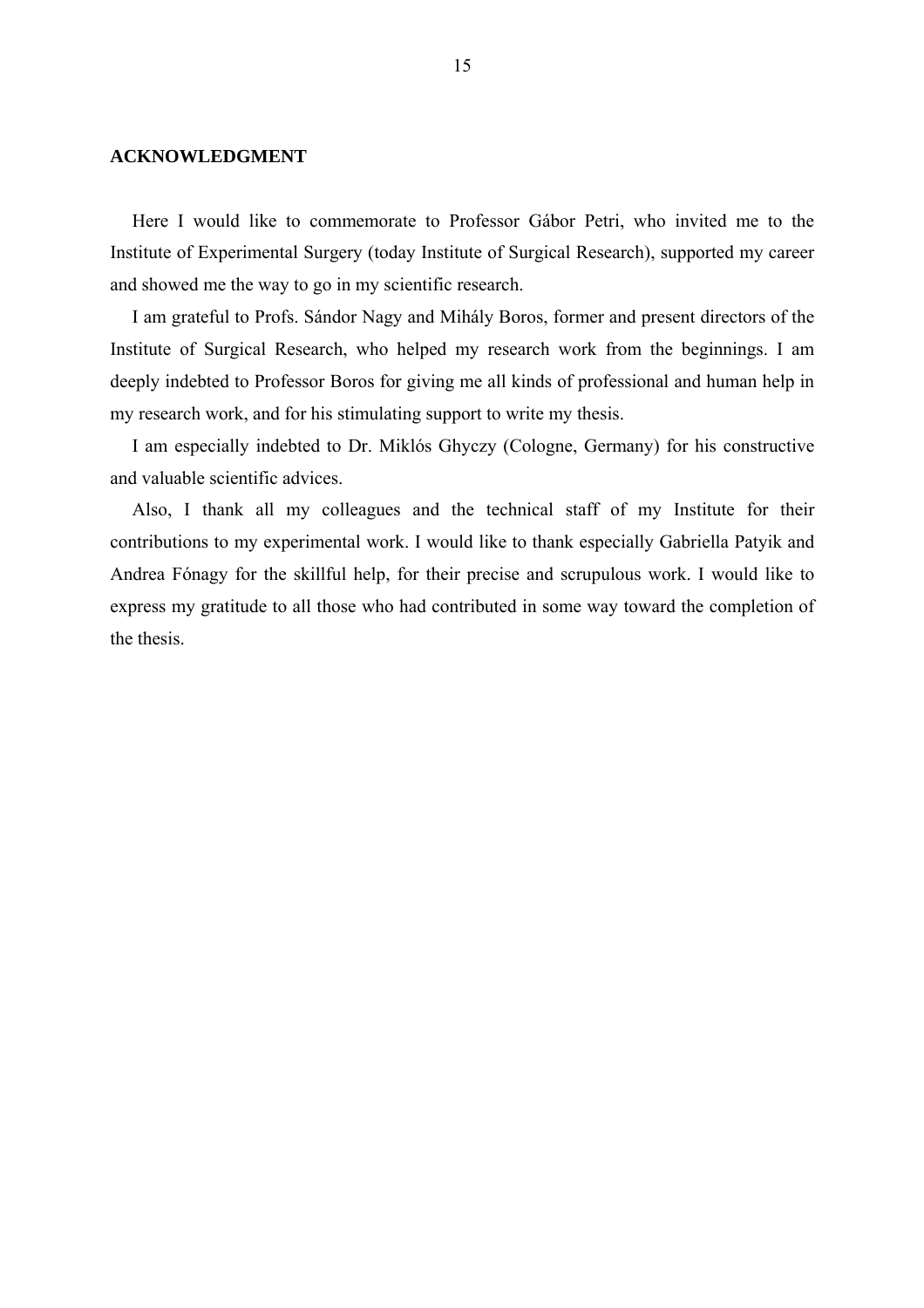## ACKNOWLEDGMENT

Here I would like to commemorate to Professor Gábor Petri, who invited me to the Institute of Experimental Surgery (today Institute of Surgical Research), supported my career and showed me the way to go in my scientific research.

I am grateful to Profs. Sándor Nagy and Mihály Boros, former and present directors of the Institute of Surgical Research, who helped my research work from the beginnings. I am deeply indebted to Professor Boros for giving me all kinds of professional and human help in my research work, and for his stimulating support to write my thesis.

I am especially indebted to Dr. Miklós Ghyczy (Cologne, Germany) for his constructive and valuable scientific advices.

Also, I thank all my colleagues and the technical staff of my Institute for their contributions to my experimental work. I would like to thank especially Gabriella Patyik and Andrea Fónagy for the skillful help, for their precise and scrupulous work. I would like to express my gratitude to all those who had contributed in some way toward the completion of the thesis.